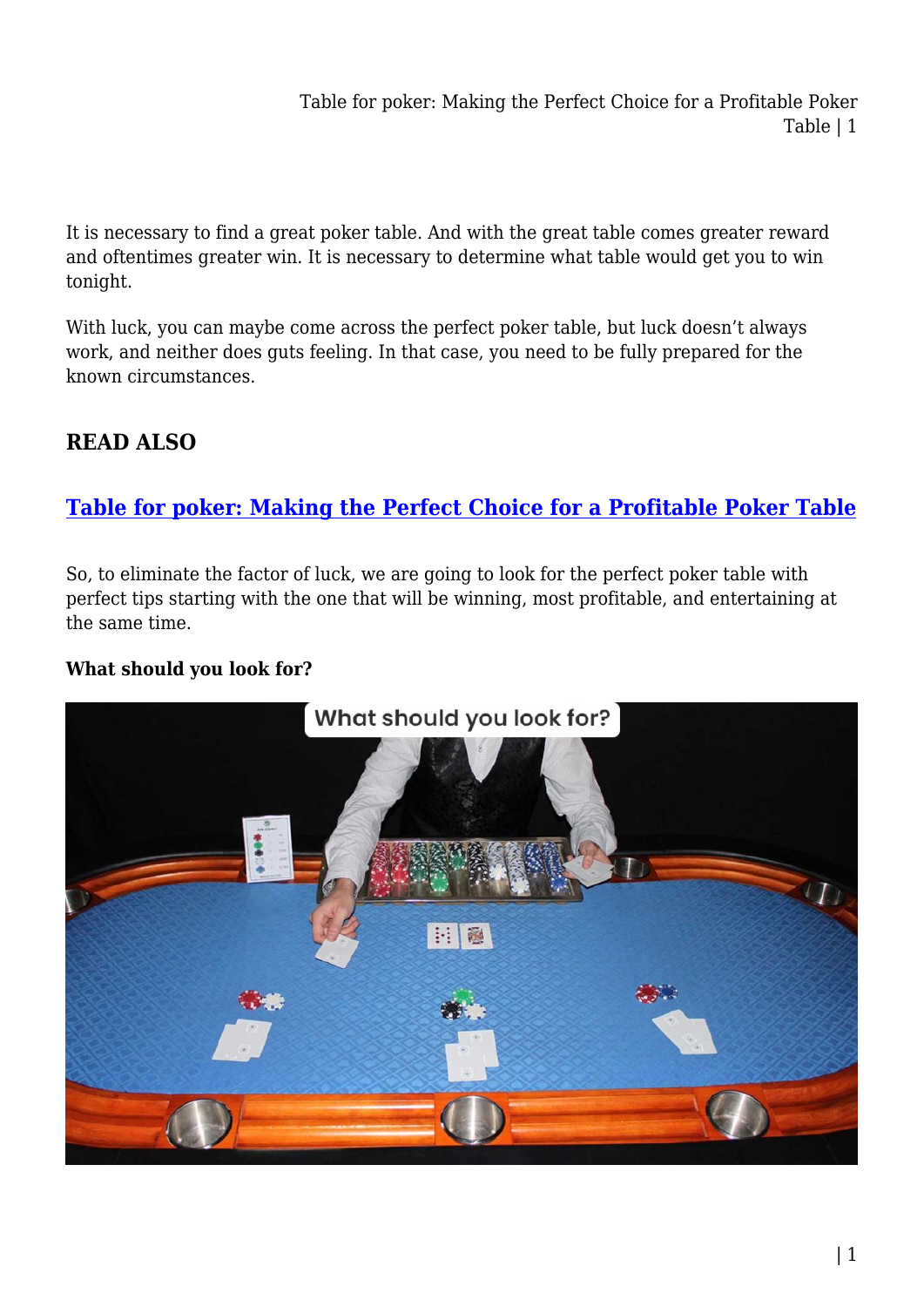It is necessary to find a great poker table. And with the great table comes greater reward and oftentimes greater win. It is necessary to determine what table would get you to win tonight.

With luck, you can maybe come across the perfect poker table, but luck doesn't always work, and neither does guts feeling. In that case, you need to be fully prepared for the known circumstances.

## READ ALSO

### [Table for poker: Making the Perfect Choice for a Profitable Poker Table]

So, to eliminate the factor of luck, we are going to look for the perfect poker table with perfect tips starting with the one that will be winning, most profitable, and entertaining at the same time.

**What should you look for?**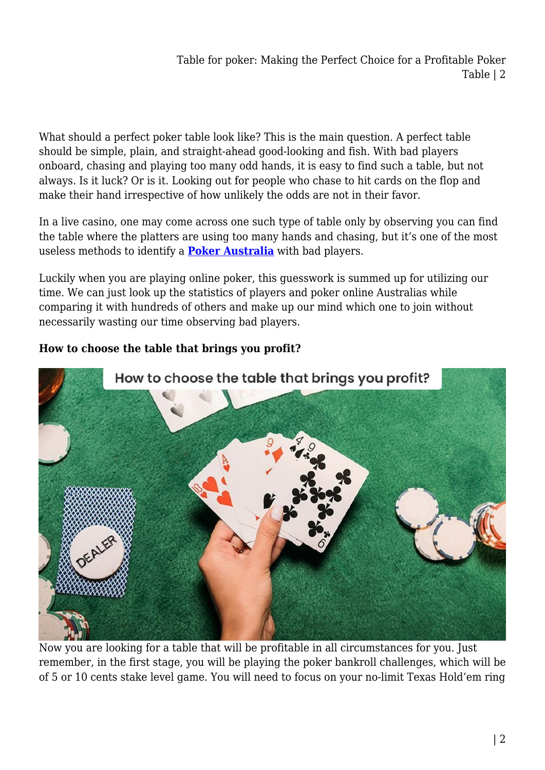What should a perfect poker table look like? This is the main question. A perfect table should be simple, plain, and straight-ahead good-looking and fish. With bad players onboard, chasing and playing too many odd hands, it is easy to find such a table, but not always. Is it luck? Or is it. Looking out for people who chase to hit cards on the flop and make their hand irrespective of how unlikely the odds are not in their favor.

In a live casino, one may come across one such type of table only by observing you can find the table where the platters are using too many hands and chasing, but it's one of the most useless methods to identify a **Poker Australia** with bad players.

Luckily when you are playing online poker, this guesswork is summed up for utilizing our time. We can just look up the statistics of players and poker online Australias while comparing it with hundreds of others and make up our mind which one to join without necessarily wasting our time observing bad players.

**How to choose the table that brings you profit?**

Now you are looking for a table that will be profitable in all circumstances for you. Just remember, in the first stage, you will be playing the poker bankroll challenges, which will be of 5 or 10 cents stake level game. You will need to focus on your no-limit Texas Hold'em ring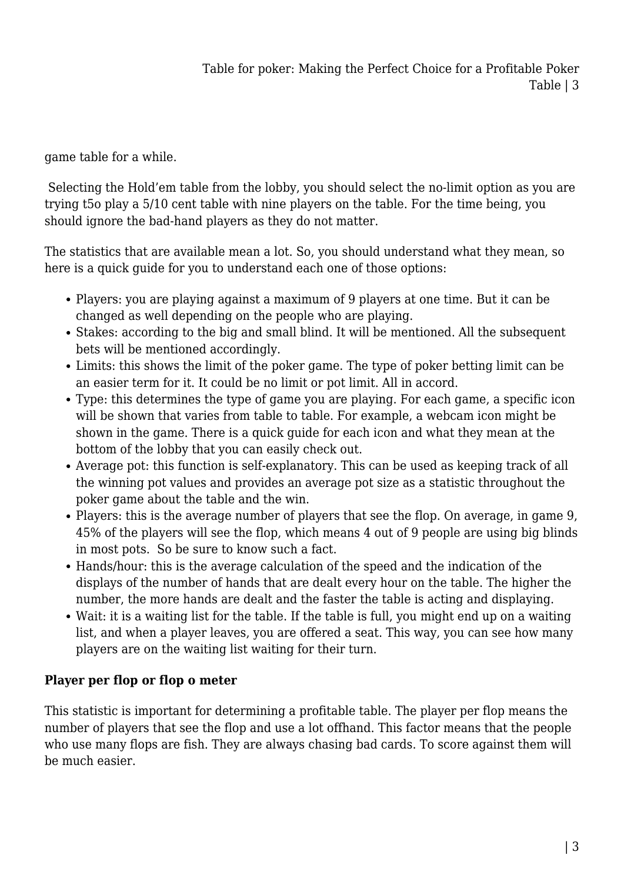game table for a while.

Selecting the Hold'em table from the lobby, you should select the no-limit option as you are trying t5o play a 5/10 cent table with nine players on the table. For the time being, you should ignore the bad-hand players as they do not matter.

The statistics that are available mean a lot. So, you should understand what they mean, so here is a quick guide for you to understand each one of those options:

- Players: you are playing against a maximum of 9 players at one time. But it can be changed as well depending on the people who are playing.
- Stakes: according to the big and small blind. It will be mentioned. All the subsequent bets will be mentioned accordingly.
- Limits: this shows the limit of the poker game. The type of poker betting limit can be an easier term for it. It could be no limit or pot limit. All in accord.
- Type: this determines the type of game you are playing. For each game, a specific icon will be shown that varies from table to table. For example, a webcam icon might be shown in the game. There is a quick guide for each icon and what they mean at the bottom of the lobby that you can easily check out.
- Average pot: this function is self-explanatory. This can be used as keeping track of all the winning pot values and provides an average pot size as a statistic throughout the poker game about the table and the win.
- Players: this is the average number of players that see the flop. On average, in game 9, 45% of the players will see the flop, which means 4 out of 9 people are using big blinds in most pots. So be sure to know such a fact.
- Hands/hour: this is the average calculation of the speed and the indication of the displays of the number of hands that are dealt every hour on the table. The higher the number, the more hands are dealt and the faster the table is acting and displaying.
- Wait: it is a waiting list for the table. If the table is full, you might end up on a waiting list, and when a player leaves, you are offered a seat. This way, you can see how many players are on the waiting list waiting for their turn.

**Player per flop or flop o meter**

This statistic is important for determining a profitable table. The player per flop means the number of players that see the flop and use a lot offhand. This factor means that the people who use many flops are fish. They are always chasing bad cards. To score against them will be much easier.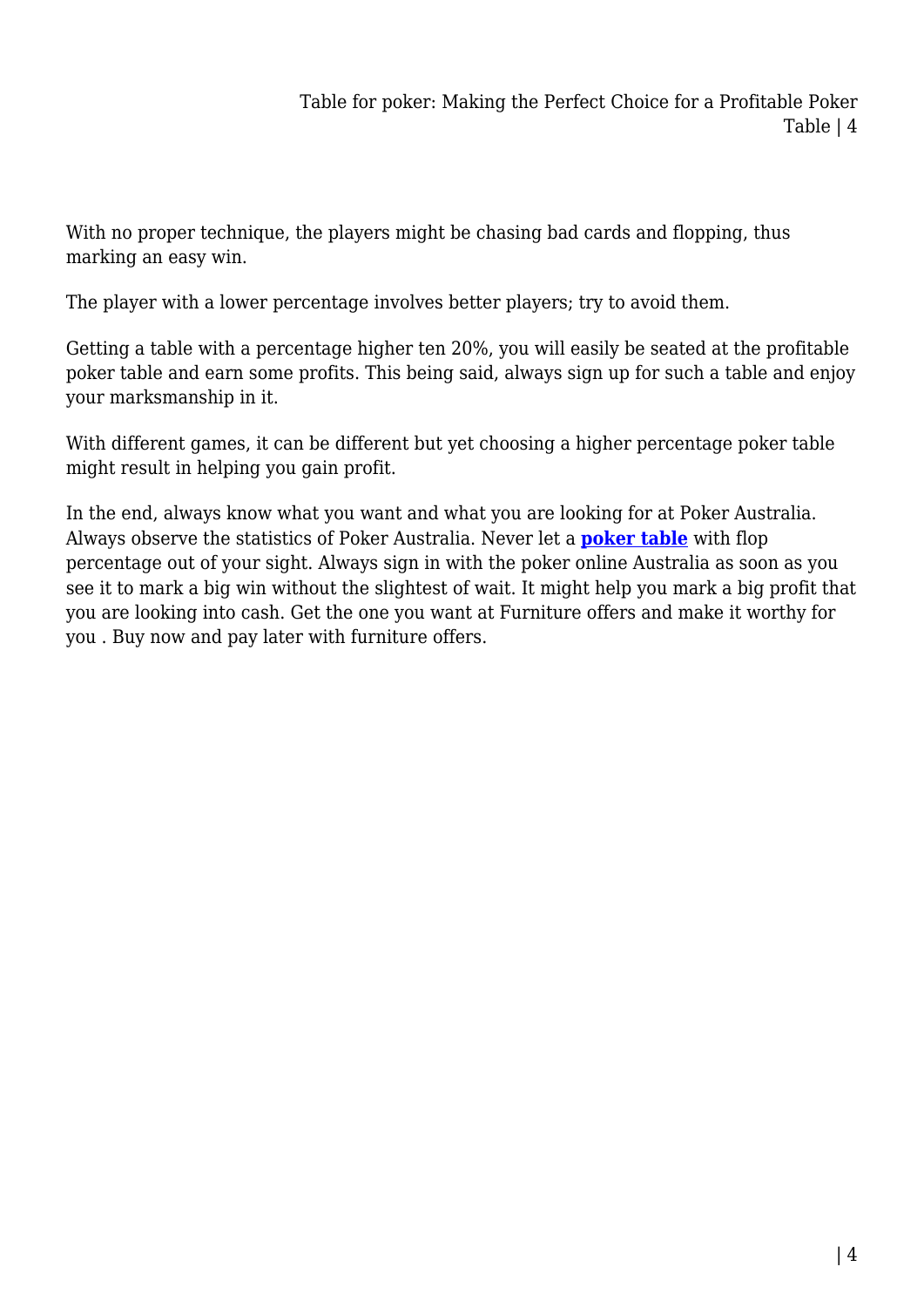With no proper technique, the players might be chasing bad cards and flopping, thus marking an easy win.

The player with a lower percentage involves better players; try to avoid them.

Getting a table with a percentage higher ten 20%, you will easily be seated at the profitable poker table and earn some profits. This being said, always sign up for such a table and enjoy your marksmanship in it.

With different games, it can be different but yet choosing a higher percentage poker table might result in helping you gain profit.

In the end, always know what you want and what you are looking for at Poker Australia. Always observe the statistics of Poker Australia. Never let a **poker table** with flop percentage out of your sight. Always sign in with the poker online Australia as soon as you see it to mark a big win without the slightest of wait. It might help you mark a big profit that you are looking into cash. Get the one you want at Furniture offers and make it worthy for you . Buy now and pay later with furniture offers.